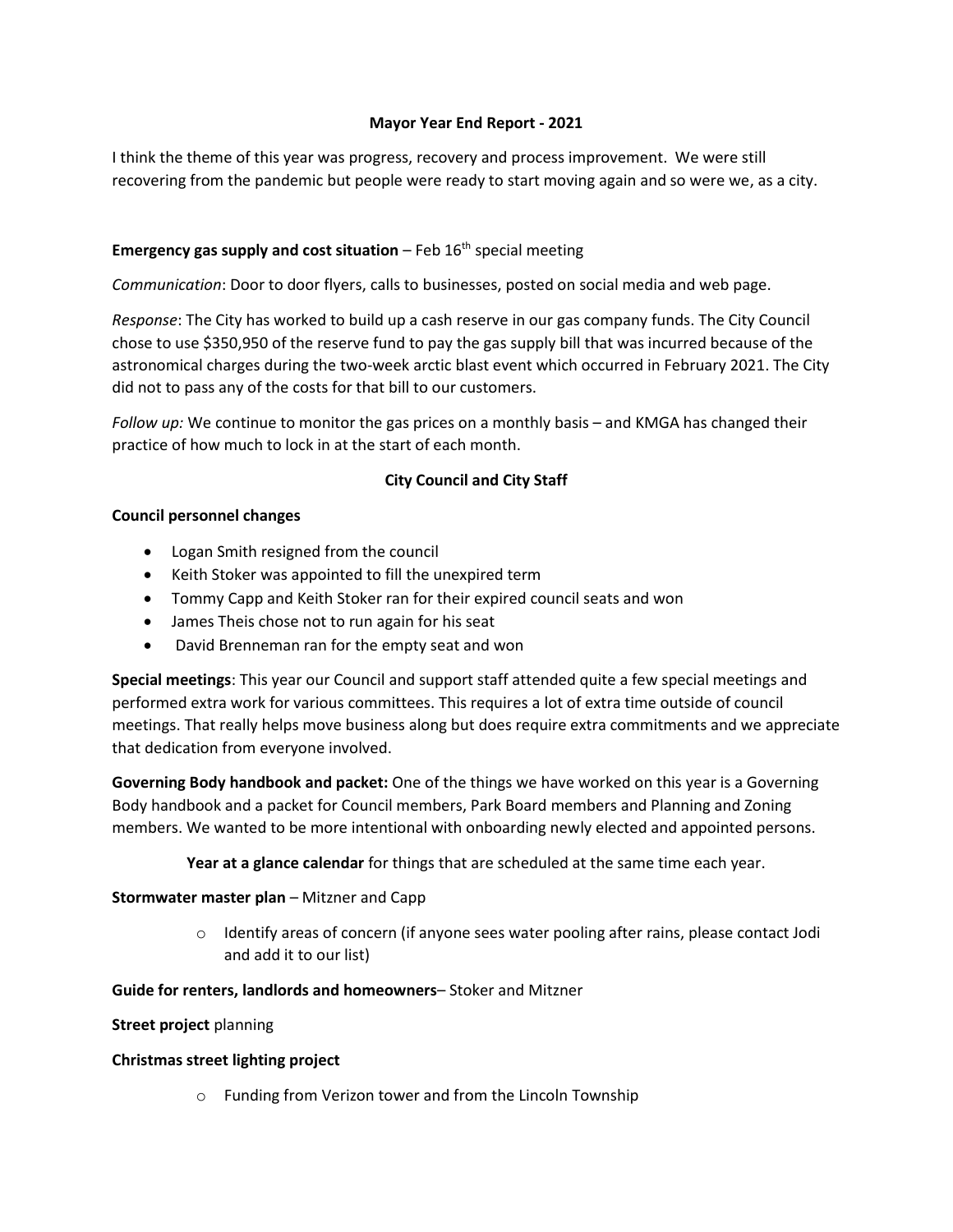# Mayor Year End Report - 2021

I think the theme of this year was progress, recovery and process improvement. We were still recovering from the pandemic but people were ready to start moving again and so were we, as a city.

**Emergency gas supply and cost situation** – Feb 16th special meeting

*Communication*: Door to door flyers, calls to businesses, posted on social media and web page.

*Response*: The City has worked to build up a cash reserve in our gas company funds. The City Council chose to use $350,950 of the reserve fund to pay the gas supply bill that was incurred because of the astronomical charges during the two-week arctic blast event which occurred in February 2021. The City did not to pass any of the costs for that bill to our customers.

*Follow up:* We continue to monitor the gas prices on a monthly basis – and KMGA has changed their practice of how much to lock in at the start of each month.

## City Council and City Staff

**Council personnel changes**

- Logan Smith resigned from the council
- Keith Stoker was appointed to fill the unexpired term
- Tommy Capp and Keith Stoker ran for their expired council seats and won
- James Theis chose not to run again for his seat
- David Brenneman ran for the empty seat and won

**Special meetings**: This year our Council and support staff attended quite a few special meetings and performed extra work for various committees. This requires a lot of extra time outside of council meetings. That really helps move business along but does require extra commitments and we appreciate that dedication from everyone involved.

**Governing Body handbook and packet:** One of the things we have worked on this year is a Governing Body handbook and a packet for Council members, Park Board members and Planning and Zoning members. We wanted to be more intentional with onboarding newly elected and appointed persons.

**Year at a glance calendar** for things that are scheduled at the same time each year.

**Stormwater master plan** – Mitzner and Capp

- Identify areas of concern (if anyone sees water pooling after rains, please contact Jodi and add it to our list)

**Guide for renters, landlords and homeowners**– Stoker and Mitzner

**Street project** planning

**Christmas street lighting project**

- Funding from Verizon tower and from the Lincoln Township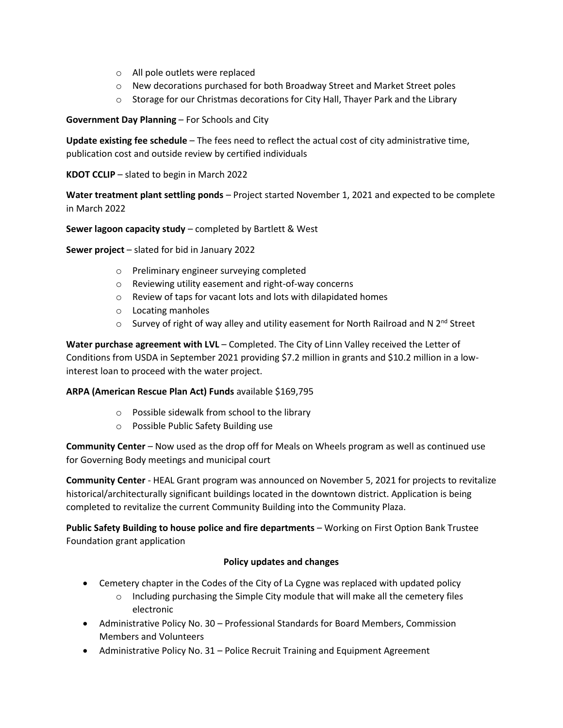- All pole outlets were replaced
- New decorations purchased for both Broadway Street and Market Street poles
- Storage for our Christmas decorations for City Hall, Thayer Park and the Library

**Government Day Planning** – For Schools and City

**Update existing fee schedule** – The fees need to reflect the actual cost of city administrative time, publication cost and outside review by certified individuals

**KDOT CCLIP** – slated to begin in March 2022

**Water treatment plant settling ponds** – Project started November 1, 2021 and expected to be complete in March 2022

**Sewer lagoon capacity study** – completed by Bartlett & West

**Sewer project** – slated for bid in January 2022

- Preliminary engineer surveying completed
- Reviewing utility easement and right-of-way concerns
- Review of taps for vacant lots and lots with dilapidated homes
- Locating manholes
- Survey of right of way alley and utility easement for North Railroad and N 2nd Street

**Water purchase agreement with LVL** – Completed. The City of Linn Valley received the Letter of Conditions from USDA in September 2021 providing $7.2 million in grants and $10.2 million in a low-interest loan to proceed with the water project.

**ARPA (American Rescue Plan Act) Funds** available $169,795

- Possible sidewalk from school to the library
- Possible Public Safety Building use

**Community Center** – Now used as the drop off for Meals on Wheels program as well as continued use for Governing Body meetings and municipal court

**Community Center** - HEAL Grant program was announced on November 5, 2021 for projects to revitalize historical/architecturally significant buildings located in the downtown district. Application is being completed to revitalize the current Community Building into the Community Plaza.

**Public Safety Building to house police and fire departments** – Working on First Option Bank Trustee Foundation grant application

## Policy updates and changes

- Cemetery chapter in the Codes of the City of La Cygne was replaced with updated policy
  - Including purchasing the Simple City module that will make all the cemetery files electronic
- Administrative Policy No. 30 – Professional Standards for Board Members, Commission Members and Volunteers
- Administrative Policy No. 31 – Police Recruit Training and Equipment Agreement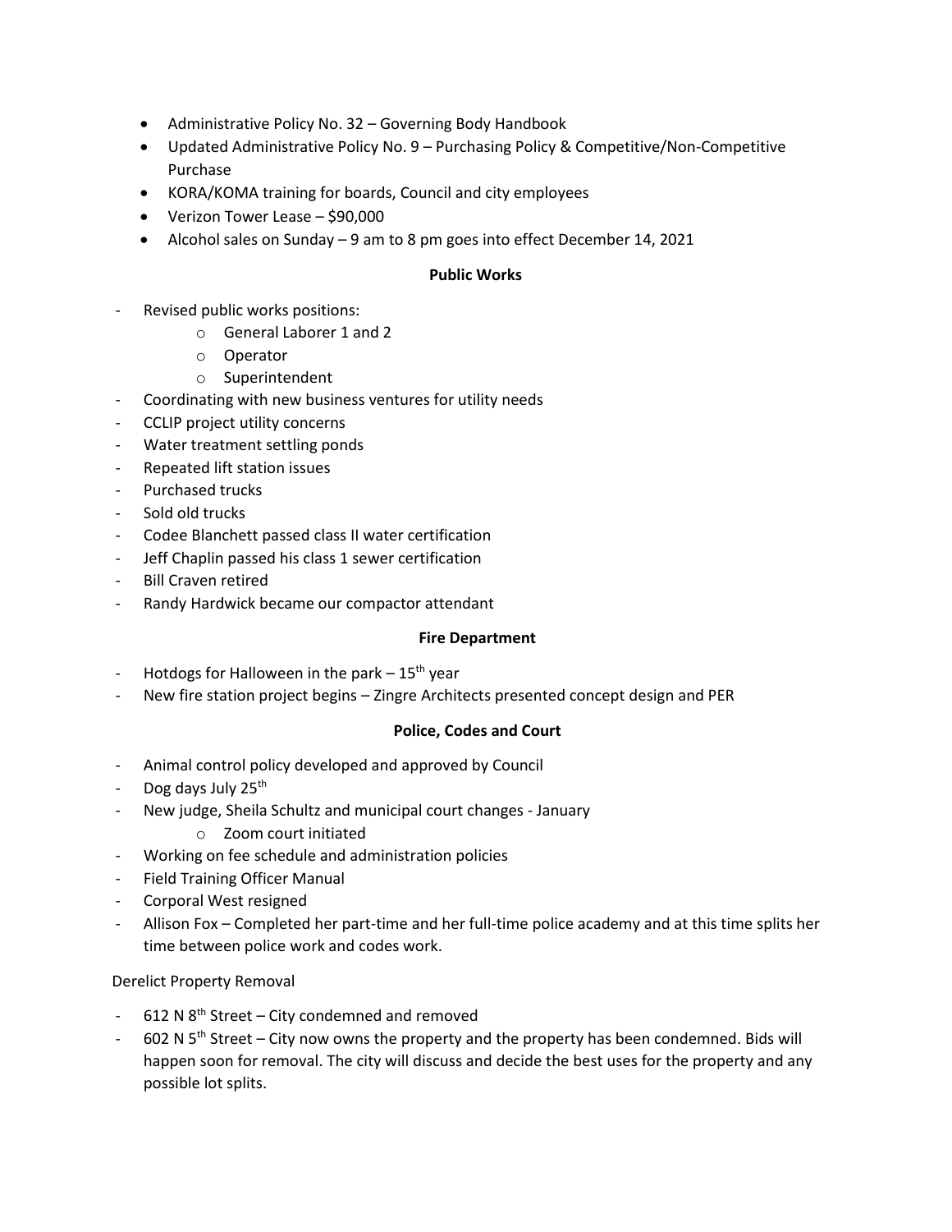- Administrative Policy No. 32 – Governing Body Handbook
- Updated Administrative Policy No. 9 – Purchasing Policy & Competitive/Non-Competitive Purchase
- KORA/KOMA training for boards, Council and city employees
- Verizon Tower Lease – $90,000
- Alcohol sales on Sunday – 9 am to 8 pm goes into effect December 14, 2021

**Public Works**

- Revised public works positions:
  - General Laborer 1 and 2
  - Operator
  - Superintendent
- Coordinating with new business ventures for utility needs
- CCLIP project utility concerns
- Water treatment settling ponds
- Repeated lift station issues
- Purchased trucks
- Sold old trucks
- Codee Blanchett passed class II water certification
- Jeff Chaplin passed his class 1 sewer certification
- Bill Craven retired
- Randy Hardwick became our compactor attendant

**Fire Department**

- Hotdogs for Halloween in the park – 15th year
- New fire station project begins – Zingre Architects presented concept design and PER

**Police, Codes and Court**

- Animal control policy developed and approved by Council
- Dog days July 25th
- New judge, Sheila Schultz and municipal court changes - January
  - Zoom court initiated
- Working on fee schedule and administration policies
- Field Training Officer Manual
- Corporal West resigned
- Allison Fox – Completed her part-time and her full-time police academy and at this time splits her time between police work and codes work.

Derelict Property Removal

- 612 N 8th Street – City condemned and removed
- 602 N 5th Street – City now owns the property and the property has been condemned. Bids will happen soon for removal. The city will discuss and decide the best uses for the property and any possible lot splits.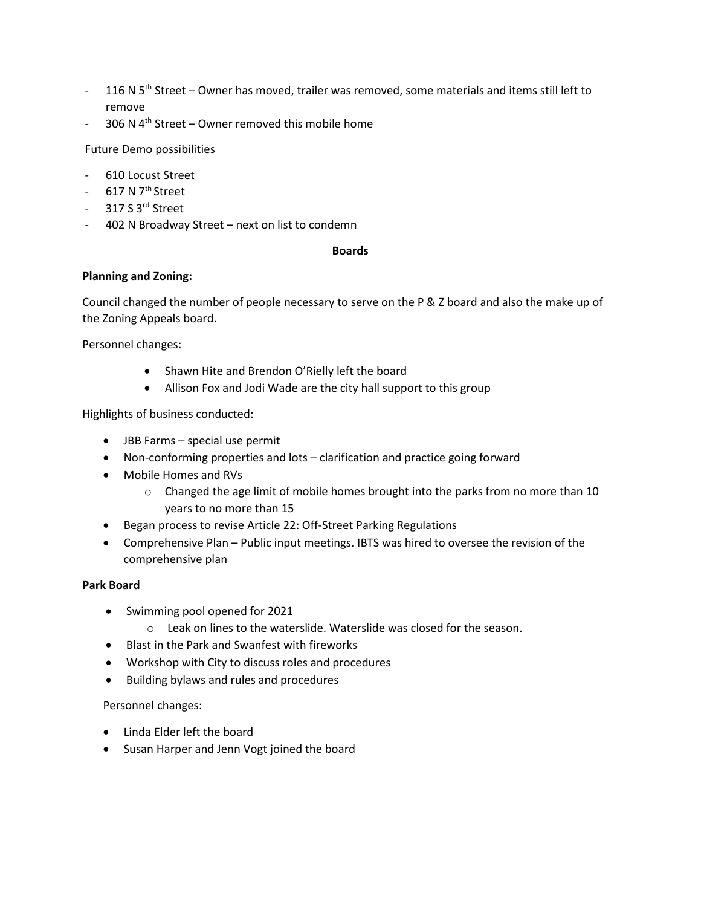- 116 N 5th Street – Owner has moved, trailer was removed, some materials and items still left to remove
- 306 N 4th Street – Owner removed this mobile home

Future Demo possibilities

- 610 Locust Street
- 617 N 7th Street
- 317 S 3rd Street
- 402 N Broadway Street – next on list to condemn

## Boards

**Planning and Zoning:**

Council changed the number of people necessary to serve on the P & Z board and also the make up of the Zoning Appeals board.

Personnel changes:

- Shawn Hite and Brendon O'Rielly left the board
- Allison Fox and Jodi Wade are the city hall support to this group

Highlights of business conducted:

- JBB Farms – special use permit
- Non-conforming properties and lots – clarification and practice going forward
- Mobile Homes and RVs
    - Changed the age limit of mobile homes brought into the parks from no more than 10 years to no more than 15
- Began process to revise Article 22: Off-Street Parking Regulations
- Comprehensive Plan – Public input meetings. IBTS was hired to oversee the revision of the comprehensive plan

**Park Board**

- Swimming pool opened for 2021
    - Leak on lines to the waterslide. Waterslide was closed for the season.
- Blast in the Park and Swanfest with fireworks
- Workshop with City to discuss roles and procedures
- Building bylaws and rules and procedures

Personnel changes:

- Linda Elder left the board
- Susan Harper and Jenn Vogt joined the board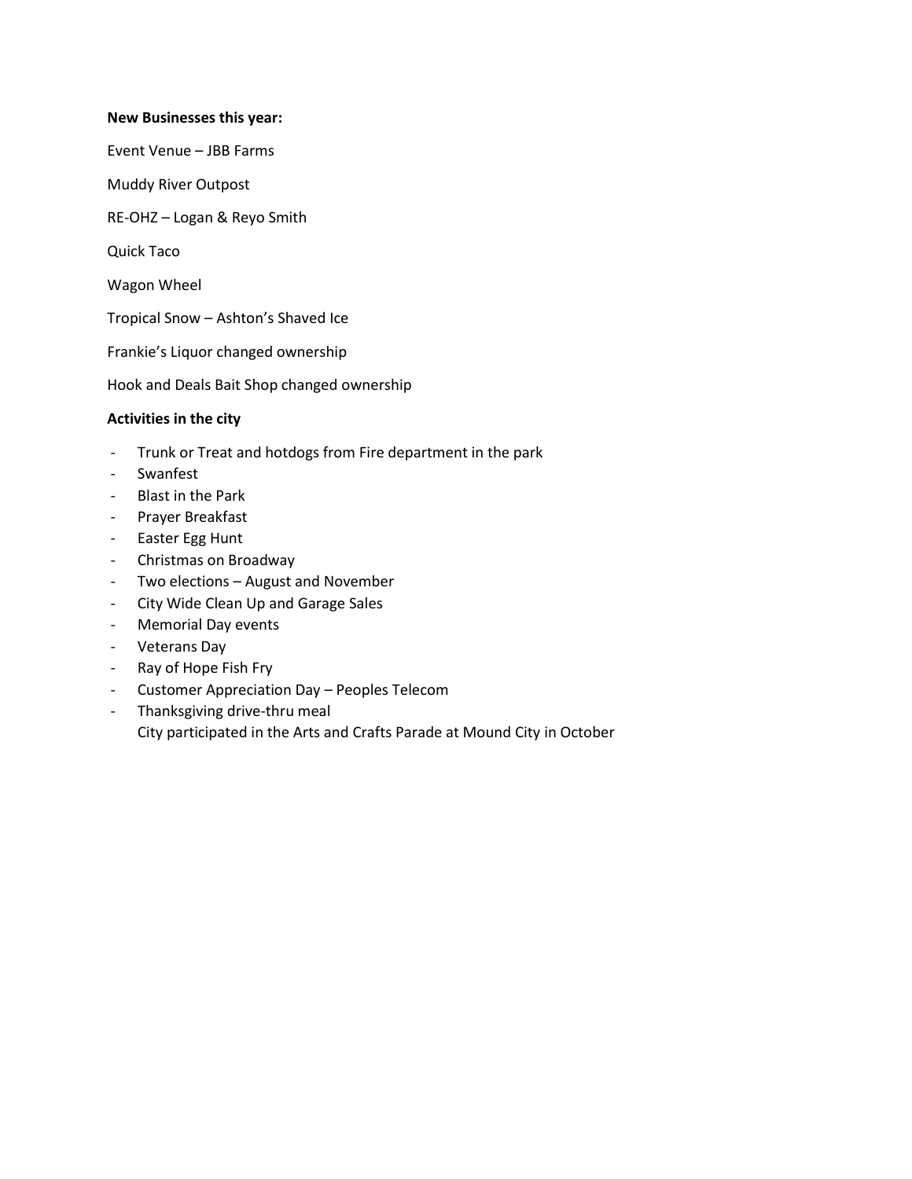**New Businesses this year:**

Event Venue – JBB Farms

Muddy River Outpost

RE-OHZ – Logan & Reyo Smith

Quick Taco

Wagon Wheel

Tropical Snow – Ashton's Shaved Ice

Frankie's Liquor changed ownership

Hook and Deals Bait Shop changed ownership

**Activities in the city**

- Trunk or Treat and hotdogs from Fire department in the park
- Swanfest
- Blast in the Park
- Prayer Breakfast
- Easter Egg Hunt
- Christmas on Broadway
- Two elections – August and November
- City Wide Clean Up and Garage Sales
- Memorial Day events
- Veterans Day
- Ray of Hope Fish Fry
- Customer Appreciation Day – Peoples Telecom
- Thanksgiving drive-thru meal
  City participated in the Arts and Crafts Parade at Mound City in October